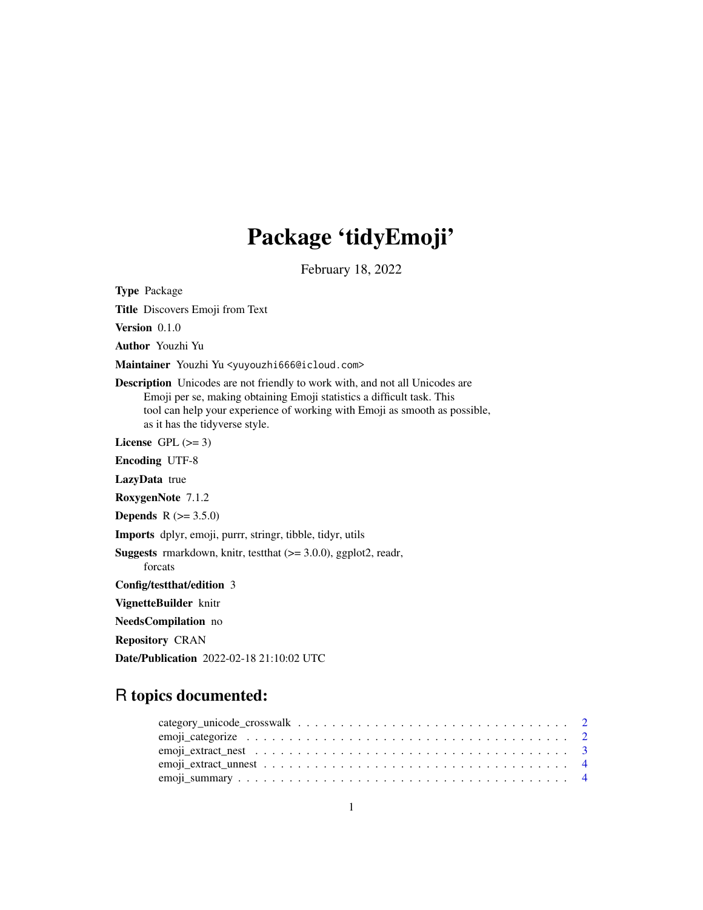# Package 'tidyEmoji'

February 18, 2022

**Type** Package

**Title** Discovers Emoji from Text

**Version** 0.1.0

**Author** Youzhi Yu

**Maintainer** Youzhi Yu <yuyouzhi666@icloud.com>

**Description** Unicodes are not friendly to work with, and not all Unicodes are Emoji per se, making obtaining Emoji statistics a difficult task. This tool can help your experience of working with Emoji as smooth as possible, as it has the tidyverse style.

**License** GPL (>= 3)

**Encoding** UTF-8

**LazyData** true

**RoxygenNote** 7.1.2

**Depends** R (>= 3.5.0)

**Imports** dplyr, emoji, purrr, stringr, tibble, tidyr, utils

**Suggests** rmarkdown, knitr, testthat (>= 3.0.0), ggplot2, readr, forcats

**Config/testthat/edition** 3

**VignetteBuilder** knitr

**NeedsCompilation** no

**Repository** CRAN

**Date/Publication** 2022-02-18 21:10:02 UTC

## R topics documented:

- category_unicode_crosswalk . . . . . . . . . . . . . . . . . . . . . . . . . . . . . . 2
- emoji_categorize . . . . . . . . . . . . . . . . . . . . . . . . . . . . . . . . . . . . 2
- emoji_extract_nest . . . . . . . . . . . . . . . . . . . . . . . . . . . . . . . . . . . 3
- emoji_extract_unnest . . . . . . . . . . . . . . . . . . . . . . . . . . . . . . . . . . 4
- emoji_summary . . . . . . . . . . . . . . . . . . . . . . . . . . . . . . . . . . . . . 4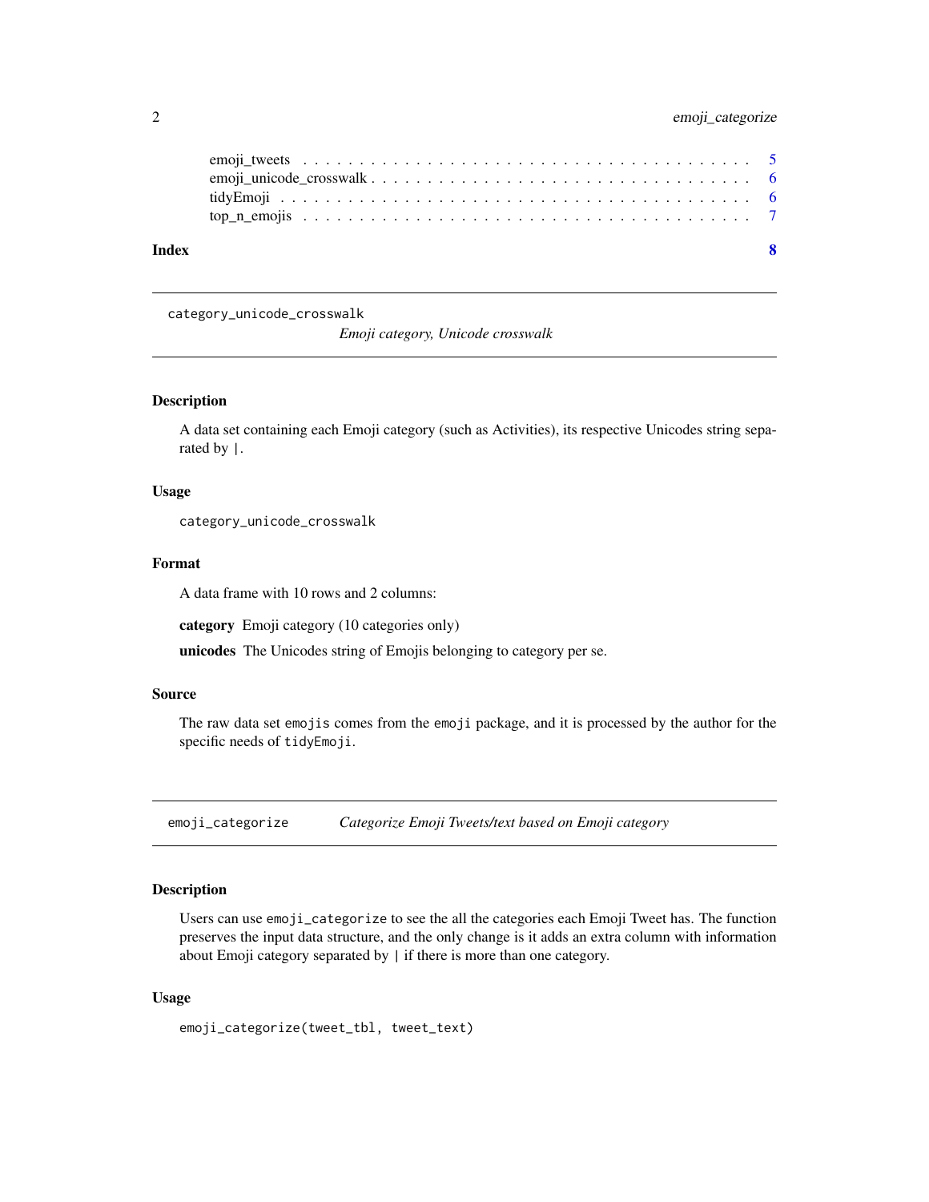emoji_tweets . . . . . . . . . . . . . . . . . . . . . . . . . . . . . . . . . . . . . 5
emoji_unicode_crosswalk . . . . . . . . . . . . . . . . . . . . . . . . . . . . . . . . 6
tidyEmoji . . . . . . . . . . . . . . . . . . . . . . . . . . . . . . . . . . . . . . . . 6
top_n_emojis . . . . . . . . . . . . . . . . . . . . . . . . . . . . . . . . . . . . . . 7

**Index** **8**

---

## category_unicode_crosswalk *Emoji category, Unicode crosswalk*

### Description

A data set containing each Emoji category (such as Activities), its respective Unicodes string separated by `|`.

### Usage

```
category_unicode_crosswalk
```

### Format

A data frame with 10 rows and 2 columns:

**category** Emoji category (10 categories only)

**unicodes** The Unicodes string of Emojis belonging to category per se.

### Source

The raw data set `emojis` comes from the `emoji` package, and it is processed by the author for the specific needs of `tidyEmoji`.

---

## emoji_categorize *Categorize Emoji Tweets/text based on Emoji category*

### Description

Users can use `emoji_categorize` to see the all the categories each Emoji Tweet has. The function preserves the input data structure, and the only change is it adds an extra column with information about Emoji category separated by `|` if there is more than one category.

### Usage

```
emoji_categorize(tweet_tbl, tweet_text)
```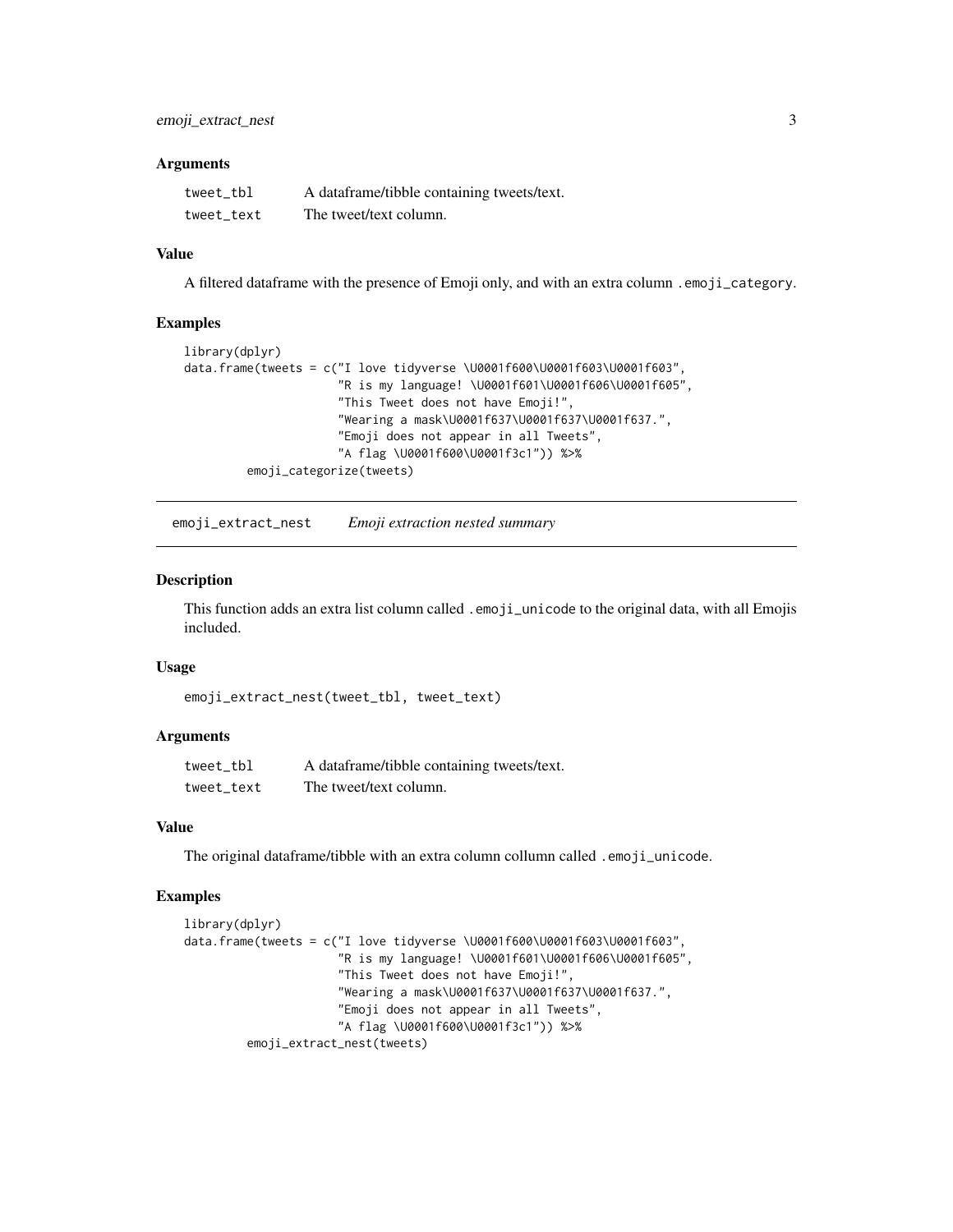### Arguments

| | |
|---|---|
| `tweet_tbl` | A dataframe/tibble containing tweets/text. |
| `tweet_text` | The tweet/text column. |

### Value

A filtered dataframe with the presence of Emoji only, and with an extra column `.emoji_category`.

### Examples

```
library(dplyr)
data.frame(tweets = c("I love tidyverse \U0001f600\U0001f603\U0001f603",
                      "R is my language! \U0001f601\U0001f606\U0001f605",
                      "This Tweet does not have Emoji!",
                      "Wearing a mask\U0001f637\U0001f637\U0001f637.",
                      "Emoji does not appear in all Tweets",
                      "A flag \U0001f600\U0001f3c1")) %>%
         emoji_categorize(tweets)
```

---

## emoji_extract_nest    *Emoji extraction nested summary*

### Description

This function adds an extra list column called `.emoji_unicode` to the original data, with all Emojis included.

### Usage

```
emoji_extract_nest(tweet_tbl, tweet_text)
```

### Arguments

| | |
|---|---|
| `tweet_tbl` | A dataframe/tibble containing tweets/text. |
| `tweet_text` | The tweet/text column. |

### Value

The original dataframe/tibble with an extra column collumn called `.emoji_unicode`.

### Examples

```
library(dplyr)
data.frame(tweets = c("I love tidyverse \U0001f600\U0001f603\U0001f603",
                      "R is my language! \U0001f601\U0001f606\U0001f605",
                      "This Tweet does not have Emoji!",
                      "Wearing a mask\U0001f637\U0001f637\U0001f637.",
                      "Emoji does not appear in all Tweets",
                      "A flag \U0001f600\U0001f3c1")) %>%
         emoji_extract_nest(tweets)
```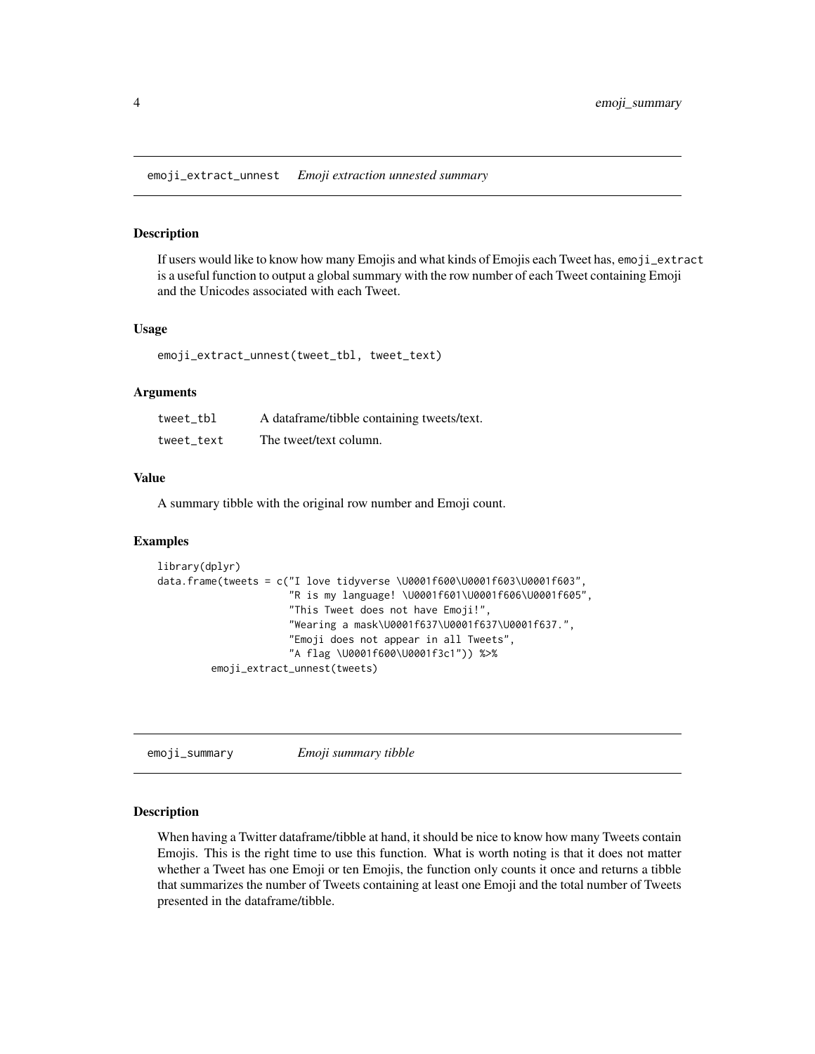## emoji_extract_unnest — *Emoji extraction unnested summary*

### Description

If users would like to know how many Emojis and what kinds of Emojis each Tweet has, `emoji_extract` is a useful function to output a global summary with the row number of each Tweet containing Emoji and the Unicodes associated with each Tweet.

### Usage

```
emoji_extract_unnest(tweet_tbl, tweet_text)
```

### Arguments

| | |
|---|---|
| tweet_tbl | A dataframe/tibble containing tweets/text. |
| tweet_text | The tweet/text column. |

### Value

A summary tibble with the original row number and Emoji count.

### Examples

```
library(dplyr)
data.frame(tweets = c("I love tidyverse \U0001f600\U0001f603\U0001f603",
                      "R is my language! \U0001f601\U0001f606\U0001f605",
                      "This Tweet does not have Emoji!",
                      "Wearing a mask\U0001f637\U0001f637\U0001f637.",
                      "Emoji does not appear in all Tweets",
                      "A flag \U0001f600\U0001f3c1")) %>%
          emoji_extract_unnest(tweets)
```

## emoji_summary — *Emoji summary tibble*

### Description

When having a Twitter dataframe/tibble at hand, it should be nice to know how many Tweets contain Emojis. This is the right time to use this function. What is worth noting is that it does not matter whether a Tweet has one Emoji or ten Emojis, the function only counts it once and returns a tibble that summarizes the number of Tweets containing at least one Emoji and the total number of Tweets presented in the dataframe/tibble.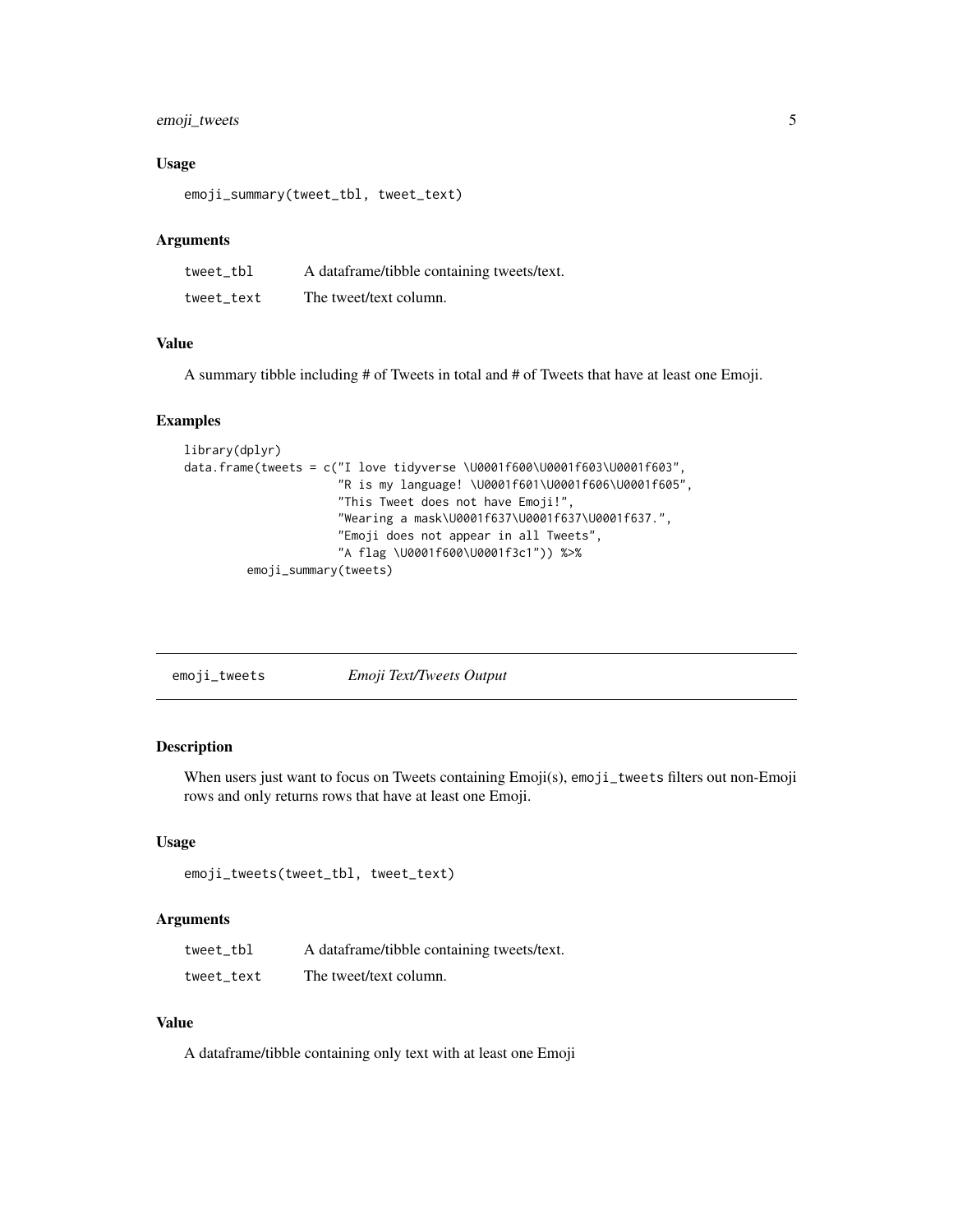### Usage

```
emoji_summary(tweet_tbl, tweet_text)
```

### Arguments

| | |
|---|---|
| tweet_tbl | A dataframe/tibble containing tweets/text. |
| tweet_text | The tweet/text column. |

### Value

A summary tibble including # of Tweets in total and # of Tweets that have at least one Emoji.

### Examples

```
library(dplyr)
data.frame(tweets = c("I love tidyverse \U0001f600\U0001f603\U0001f603",
                      "R is my language! \U0001f601\U0001f606\U0001f605",
                      "This Tweet does not have Emoji!",
                      "Wearing a mask\U0001f637\U0001f637\U0001f637.",
                      "Emoji does not appear in all Tweets",
                      "A flag \U0001f600\U0001f3c1")) %>%
        emoji_summary(tweets)
```

---

## emoji_tweets *Emoji Text/Tweets Output*

### Description

When users just want to focus on Tweets containing Emoji(s), `emoji_tweets` filters out non-Emoji rows and only returns rows that have at least one Emoji.

### Usage

```
emoji_tweets(tweet_tbl, tweet_text)
```

### Arguments

| | |
|---|---|
| tweet_tbl | A dataframe/tibble containing tweets/text. |
| tweet_text | The tweet/text column. |

### Value

A dataframe/tibble containing only text with at least one Emoji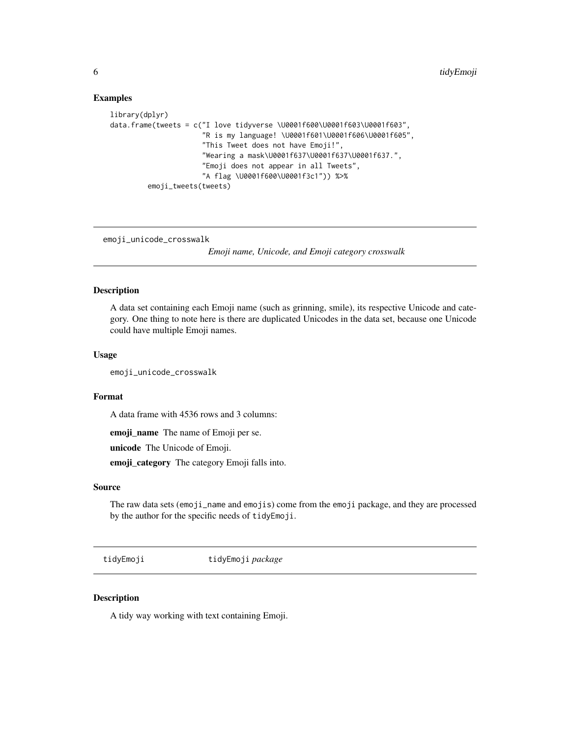### Examples

```
library(dplyr)
data.frame(tweets = c("I love tidyverse \U0001f600\U0001f603\U0001f603",
                      "R is my language! \U0001f601\U0001f606\U0001f605",
                      "This Tweet does not have Emoji!",
                      "Wearing a mask\U0001f637\U0001f637\U0001f637.",
                      "Emoji does not appear in all Tweets",
                      "A flag \U0001f600\U0001f3c1")) %>%
          emoji_tweets(tweets)
```

---

## emoji_unicode_crosswalk

*Emoji name, Unicode, and Emoji category crosswalk*

---

### Description

A data set containing each Emoji name (such as grinning, smile), its respective Unicode and category. One thing to note here is there are duplicated Unicodes in the data set, because one Unicode could have multiple Emoji names.

### Usage

```
emoji_unicode_crosswalk
```

### Format

A data frame with 4536 rows and 3 columns:

**emoji_name** The name of Emoji per se.

**unicode** The Unicode of Emoji.

**emoji_category** The category Emoji falls into.

### Source

The raw data sets (`emoji_name` and `emojis`) come from the `emoji` package, and they are processed by the author for the specific needs of `tidyEmoji`.

---

## tidyEmoji

`tidyEmoji` *package*

---

### Description

A tidy way working with text containing Emoji.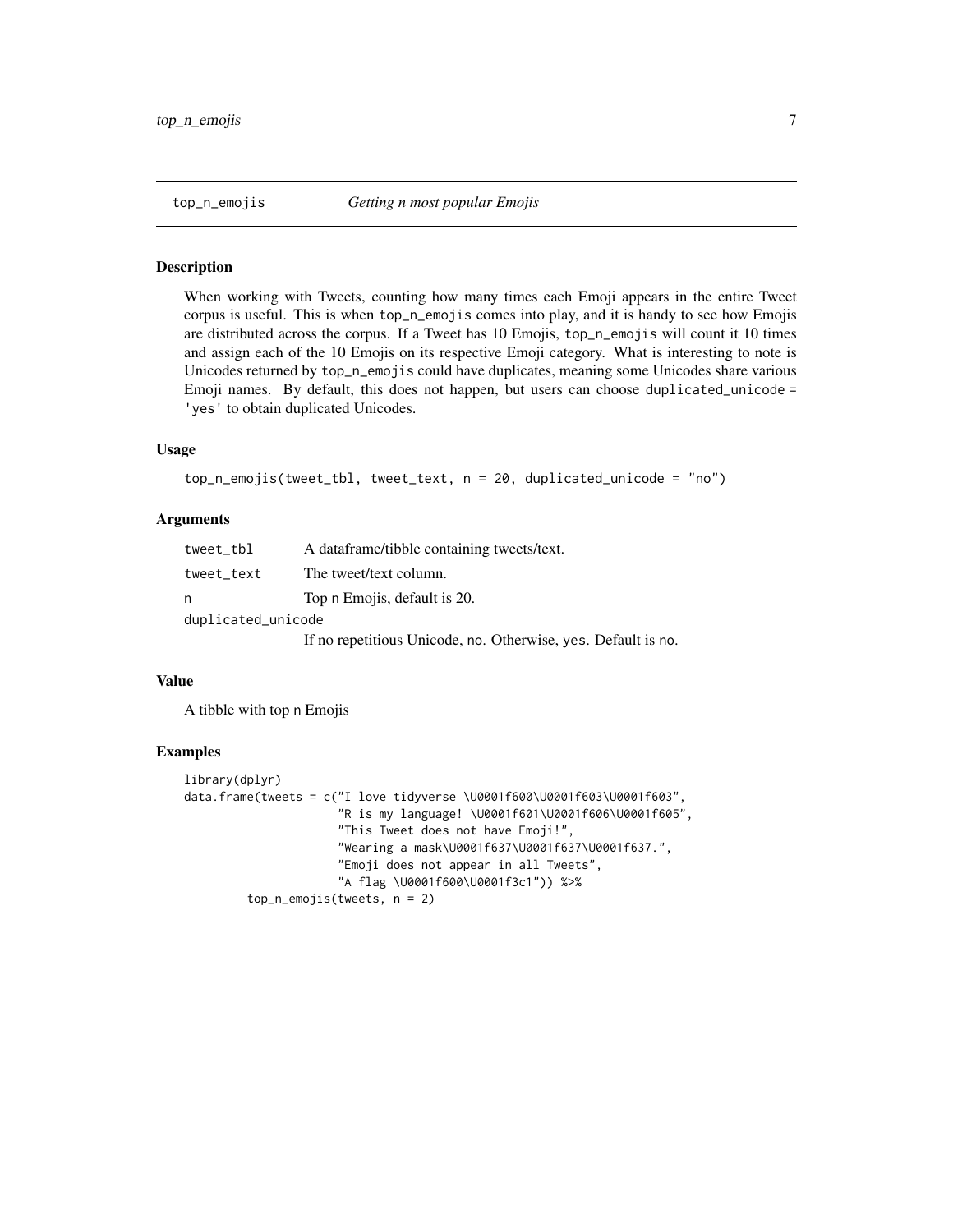## top_n_emojis *Getting n most popular Emojis*

### Description

When working with Tweets, counting how many times each Emoji appears in the entire Tweet corpus is useful. This is when top_n_emojis comes into play, and it is handy to see how Emojis are distributed across the corpus. If a Tweet has 10 Emojis, top_n_emojis will count it 10 times and assign each of the 10 Emojis on its respective Emoji category. What is interesting to note is Unicodes returned by top_n_emojis could have duplicates, meaning some Unicodes share various Emoji names. By default, this does not happen, but users can choose duplicated_unicode = 'yes' to obtain duplicated Unicodes.

### Usage

```
top_n_emojis(tweet_tbl, tweet_text, n = 20, duplicated_unicode = "no")
```

### Arguments

| | |
|---|---|
| tweet_tbl | A dataframe/tibble containing tweets/text. |
| tweet_text | The tweet/text column. |
| n | Top n Emojis, default is 20. |
| duplicated_unicode | If no repetitious Unicode, no. Otherwise, yes. Default is no. |

### Value

A tibble with top n Emojis

### Examples

```
library(dplyr)
data.frame(tweets = c("I love tidyverse \U0001f600\U0001f603\U0001f603",
                      "R is my language! \U0001f601\U0001f606\U0001f605",
                      "This Tweet does not have Emoji!",
                      "Wearing a mask\U0001f637\U0001f637\U0001f637.",
                      "Emoji does not appear in all Tweets",
                      "A flag \U0001f600\U0001f3c1")) %>%
        top_n_emojis(tweets, n = 2)
```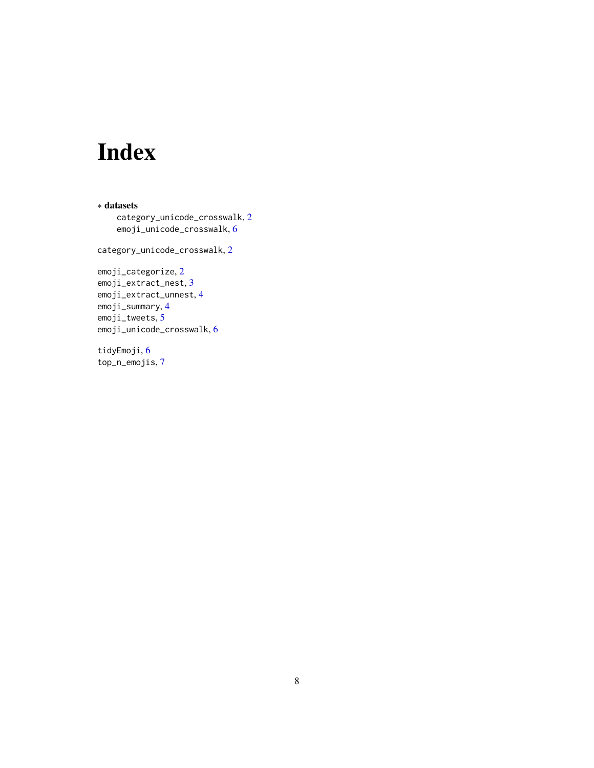# Index

∗ **datasets**

category_unicode_crosswalk, 2
emoji_unicode_crosswalk, 6

category_unicode_crosswalk, 2

emoji_categorize, 2
emoji_extract_nest, 3
emoji_extract_unnest, 4
emoji_summary, 4
emoji_tweets, 5
emoji_unicode_crosswalk, 6

tidyEmoji, 6
top_n_emojis, 7